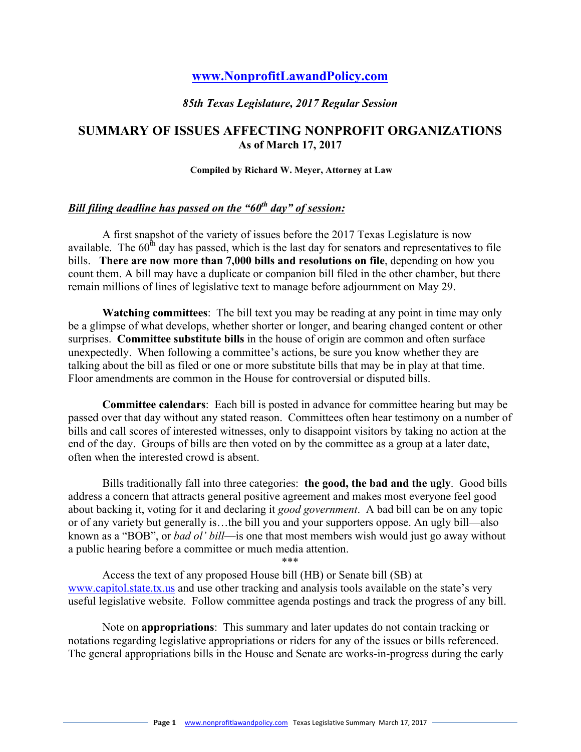**www.NonprofitLawandPolicy.com**

*85th Texas Legislature, 2017 Regular Session*

# SUMMARY OF ISSUES AFFECTING NONPROFIT ORGANIZATIONS

**As of March 17, 2017**

**Compiled by Richard W. Meyer, Attorney at Law**

## *Bill filing deadline has passed on the "60th day" of session:*

A first snapshot of the variety of issues before the 2017 Texas Legislature is now available. The 60th day has passed, which is the last day for senators and representatives to file bills. **There are now more than 7,000 bills and resolutions on file**, depending on how you count them. A bill may have a duplicate or companion bill filed in the other chamber, but there remain millions of lines of legislative text to manage before adjournment on May 29.

**Watching committees**: The bill text you may be reading at any point in time may only be a glimpse of what develops, whether shorter or longer, and bearing changed content or other surprises. **Committee substitute bills** in the house of origin are common and often surface unexpectedly. When following a committee's actions, be sure you know whether they are talking about the bill as filed or one or more substitute bills that may be in play at that time. Floor amendments are common in the House for controversial or disputed bills.

**Committee calendars**: Each bill is posted in advance for committee hearing but may be passed over that day without any stated reason. Committees often hear testimony on a number of bills and call scores of interested witnesses, only to disappoint visitors by taking no action at the end of the day. Groups of bills are then voted on by the committee as a group at a later date, often when the interested crowd is absent.

Bills traditionally fall into three categories: **the good, the bad and the ugly**. Good bills address a concern that attracts general positive agreement and makes most everyone feel good about backing it, voting for it and declaring it *good government*. A bad bill can be on any topic or of any variety but generally is…the bill you and your supporters oppose. An ugly bill—also known as a "BOB", or *bad ol' bill*—is one that most members wish would just go away without a public hearing before a committee or much media attention.

\*\*\*

Access the text of any proposed House bill (HB) or Senate bill (SB) at www.capitol.state.tx.us and use other tracking and analysis tools available on the state's very useful legislative website. Follow committee agenda postings and track the progress of any bill.

Note on **appropriations**: This summary and later updates do not contain tracking or notations regarding legislative appropriations or riders for any of the issues or bills referenced. The general appropriations bills in the House and Senate are works-in-progress during the early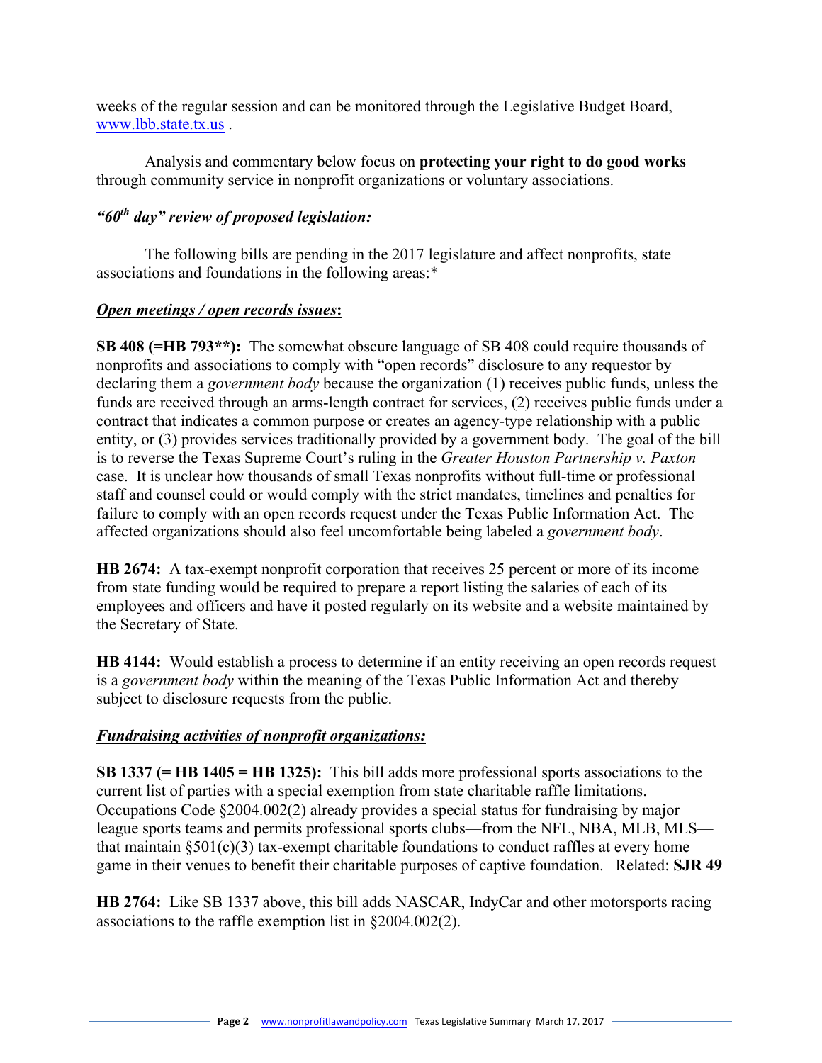weeks of the regular session and can be monitored through the Legislative Budget Board, [www.lbb.state.tx.us](http://www.lbb.state.tx.us) .

Analysis and commentary below focus on **protecting your right to do good works** through community service in nonprofit organizations or voluntary associations.

## ***"60th day" review of proposed legislation:***

The following bills are pending in the 2017 legislature and affect nonprofits, state associations and foundations in the following areas:*

### ***Open meetings / open records issues*:**

**SB 408 (=HB 793**):** The somewhat obscure language of SB 408 could require thousands of nonprofits and associations to comply with "open records" disclosure to any requestor by declaring them a *government body* because the organization (1) receives public funds, unless the funds are received through an arms-length contract for services, (2) receives public funds under a contract that indicates a common purpose or creates an agency-type relationship with a public entity, or (3) provides services traditionally provided by a government body. The goal of the bill is to reverse the Texas Supreme Court's ruling in the *Greater Houston Partnership v. Paxton* case. It is unclear how thousands of small Texas nonprofits without full-time or professional staff and counsel could or would comply with the strict mandates, timelines and penalties for failure to comply with an open records request under the Texas Public Information Act. The affected organizations should also feel uncomfortable being labeled a *government body*.

**HB 2674:** A tax-exempt nonprofit corporation that receives 25 percent or more of its income from state funding would be required to prepare a report listing the salaries of each of its employees and officers and have it posted regularly on its website and a website maintained by the Secretary of State.

**HB 4144:** Would establish a process to determine if an entity receiving an open records request is a *government body* within the meaning of the Texas Public Information Act and thereby subject to disclosure requests from the public.

### ***Fundraising activities of nonprofit organizations:***

**SB 1337 (= HB 1405 = HB 1325):** This bill adds more professional sports associations to the current list of parties with a special exemption from state charitable raffle limitations. Occupations Code §2004.002(2) already provides a special status for fundraising by major league sports teams and permits professional sports clubs—from the NFL, NBA, MLB, MLS—that maintain §501(c)(3) tax-exempt charitable foundations to conduct raffles at every home game in their venues to benefit their charitable purposes of captive foundation. Related: **SJR 49**

**HB 2764:** Like SB 1337 above, this bill adds NASCAR, IndyCar and other motorsports racing associations to the raffle exemption list in §2004.002(2).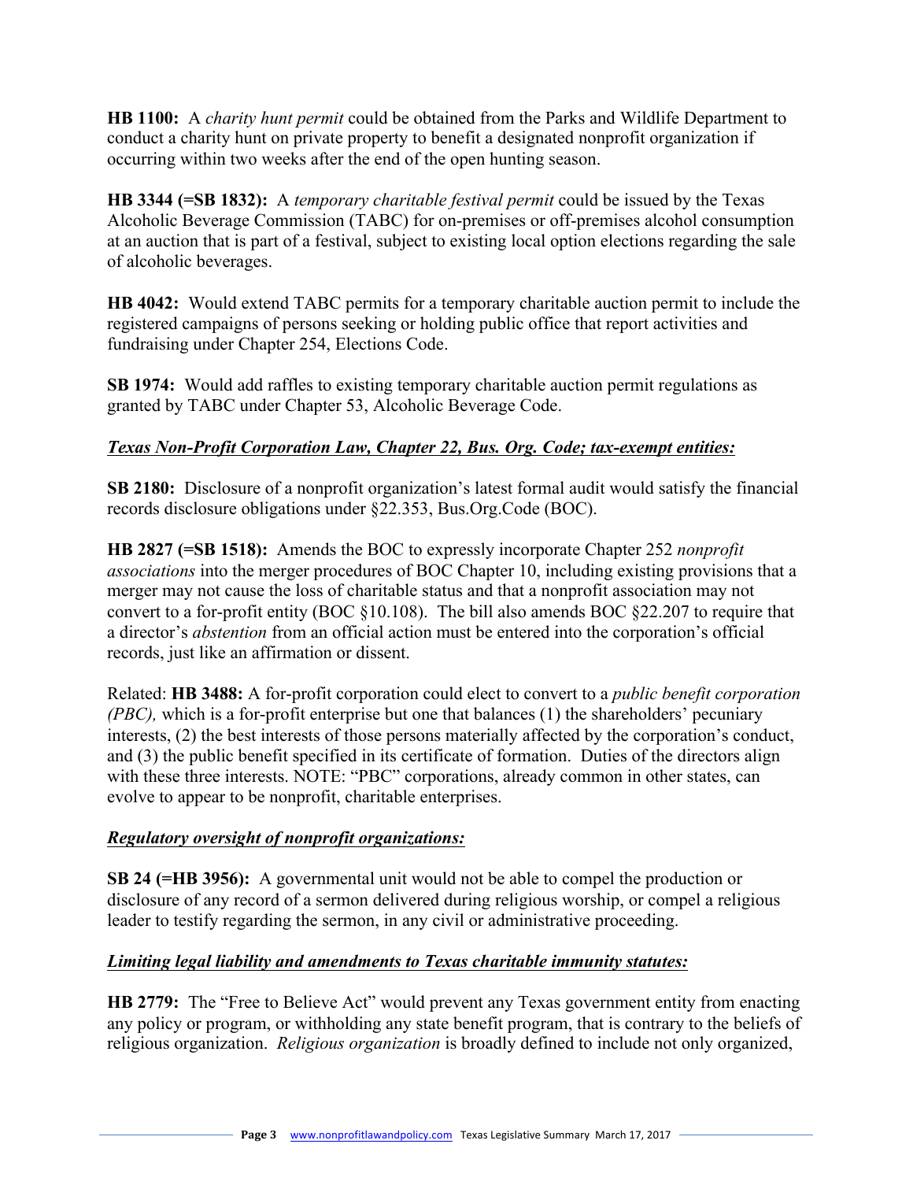**HB 1100:** A *charity hunt permit* could be obtained from the Parks and Wildlife Department to conduct a charity hunt on private property to benefit a designated nonprofit organization if occurring within two weeks after the end of the open hunting season.

**HB 3344 (=SB 1832):** A *temporary charitable festival permit* could be issued by the Texas Alcoholic Beverage Commission (TABC) for on-premises or off-premises alcohol consumption at an auction that is part of a festival, subject to existing local option elections regarding the sale of alcoholic beverages.

**HB 4042:** Would extend TABC permits for a temporary charitable auction permit to include the registered campaigns of persons seeking or holding public office that report activities and fundraising under Chapter 254, Elections Code.

**SB 1974:** Would add raffles to existing temporary charitable auction permit regulations as granted by TABC under Chapter 53, Alcoholic Beverage Code.

***Texas Non-Profit Corporation Law, Chapter 22, Bus. Org. Code; tax-exempt entities:***

**SB 2180:** Disclosure of a nonprofit organization's latest formal audit would satisfy the financial records disclosure obligations under §22.353, Bus.Org.Code (BOC).

**HB 2827 (=SB 1518):** Amends the BOC to expressly incorporate Chapter 252 *nonprofit associations* into the merger procedures of BOC Chapter 10, including existing provisions that a merger may not cause the loss of charitable status and that a nonprofit association may not convert to a for-profit entity (BOC §10.108). The bill also amends BOC §22.207 to require that a director's *abstention* from an official action must be entered into the corporation's official records, just like an affirmation or dissent.

Related: **HB 3488:** A for-profit corporation could elect to convert to a *public benefit corporation (PBC),* which is a for-profit enterprise but one that balances (1) the shareholders' pecuniary interests, (2) the best interests of those persons materially affected by the corporation's conduct, and (3) the public benefit specified in its certificate of formation. Duties of the directors align with these three interests. NOTE: "PBC" corporations, already common in other states, can evolve to appear to be nonprofit, charitable enterprises.

***Regulatory oversight of nonprofit organizations:***

**SB 24 (=HB 3956):** A governmental unit would not be able to compel the production or disclosure of any record of a sermon delivered during religious worship, or compel a religious leader to testify regarding the sermon, in any civil or administrative proceeding.

***Limiting legal liability and amendments to Texas charitable immunity statutes:***

**HB 2779:** The "Free to Believe Act" would prevent any Texas government entity from enacting any policy or program, or withholding any state benefit program, that is contrary to the beliefs of religious organization. *Religious organization* is broadly defined to include not only organized,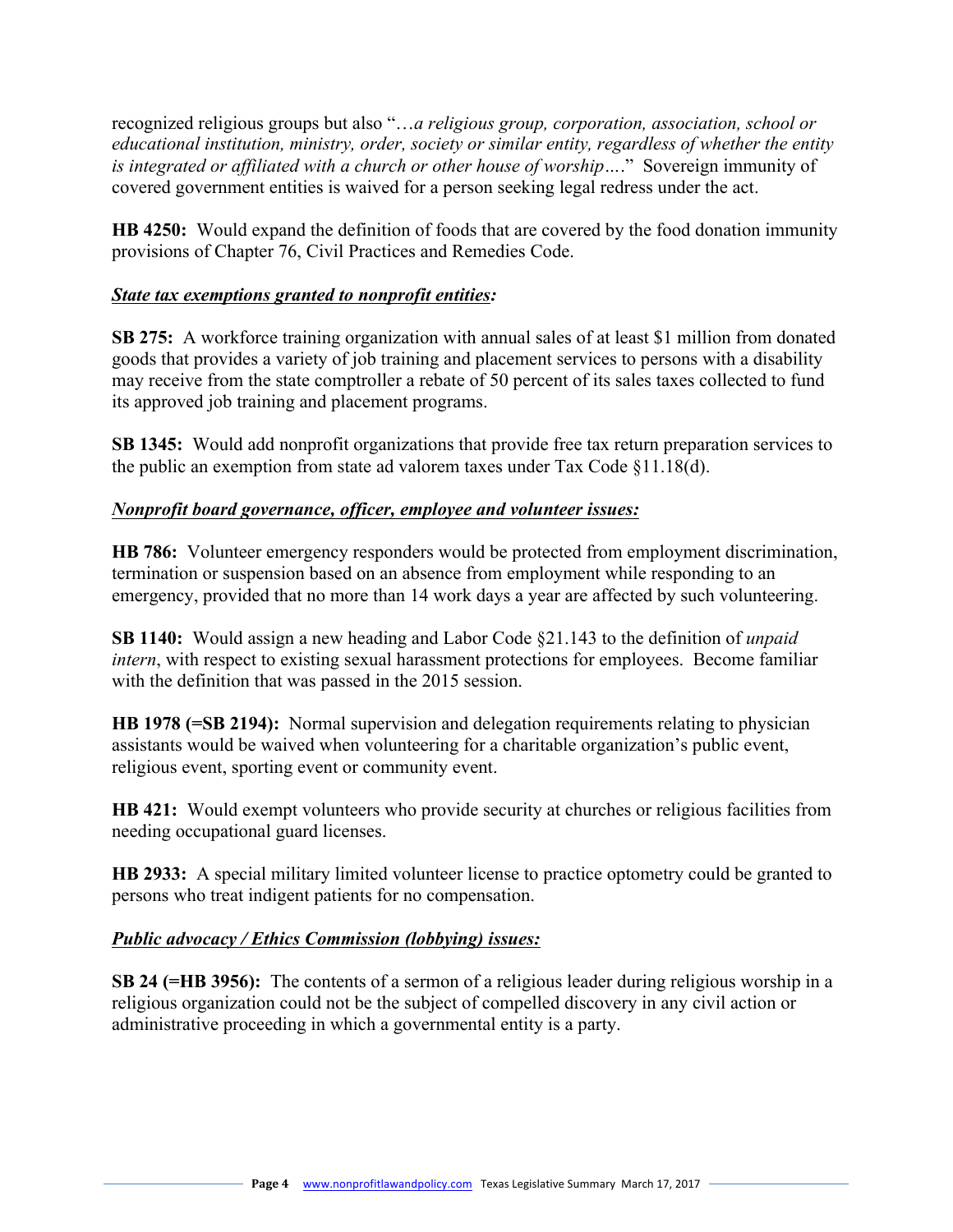recognized religious groups but also "…*a religious group, corporation, association, school or educational institution, ministry, order, society or similar entity, regardless of whether the entity is integrated or affiliated with a church or other house of worship….*" Sovereign immunity of covered government entities is waived for a person seeking legal redress under the act.

**HB 4250:** Would expand the definition of foods that are covered by the food donation immunity provisions of Chapter 76, Civil Practices and Remedies Code.

***State tax exemptions granted to nonprofit entities:***

**SB 275:** A workforce training organization with annual sales of at least $1 million from donated goods that provides a variety of job training and placement services to persons with a disability may receive from the state comptroller a rebate of 50 percent of its sales taxes collected to fund its approved job training and placement programs.

**SB 1345:** Would add nonprofit organizations that provide free tax return preparation services to the public an exemption from state ad valorem taxes under Tax Code §11.18(d).

***Nonprofit board governance, officer, employee and volunteer issues:***

**HB 786:** Volunteer emergency responders would be protected from employment discrimination, termination or suspension based on an absence from employment while responding to an emergency, provided that no more than 14 work days a year are affected by such volunteering.

**SB 1140:** Would assign a new heading and Labor Code §21.143 to the definition of *unpaid intern*, with respect to existing sexual harassment protections for employees. Become familiar with the definition that was passed in the 2015 session.

**HB 1978 (=SB 2194):** Normal supervision and delegation requirements relating to physician assistants would be waived when volunteering for a charitable organization's public event, religious event, sporting event or community event.

**HB 421:** Would exempt volunteers who provide security at churches or religious facilities from needing occupational guard licenses.

**HB 2933:** A special military limited volunteer license to practice optometry could be granted to persons who treat indigent patients for no compensation.

***Public advocacy / Ethics Commission (lobbying) issues:***

**SB 24 (=HB 3956):** The contents of a sermon of a religious leader during religious worship in a religious organization could not be the subject of compelled discovery in any civil action or administrative proceeding in which a governmental entity is a party.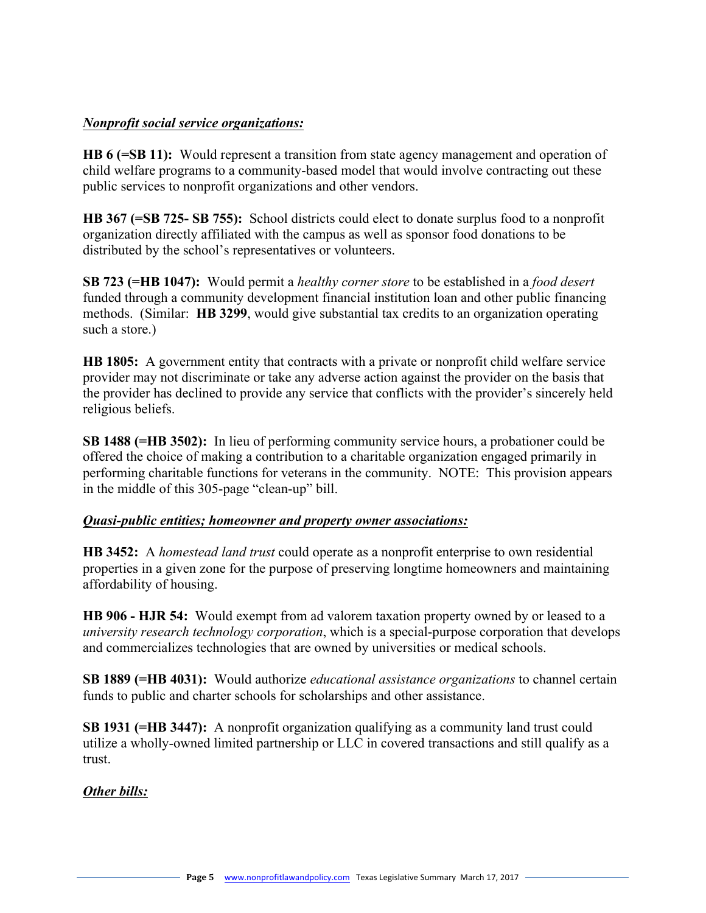***Nonprofit social service organizations:***

**HB 6 (=SB 11):** Would represent a transition from state agency management and operation of child welfare programs to a community-based model that would involve contracting out these public services to nonprofit organizations and other vendors.

**HB 367 (=SB 725- SB 755):** School districts could elect to donate surplus food to a nonprofit organization directly affiliated with the campus as well as sponsor food donations to be distributed by the school's representatives or volunteers.

**SB 723 (=HB 1047):** Would permit a *healthy corner store* to be established in a *food desert* funded through a community development financial institution loan and other public financing methods. (Similar: **HB 3299**, would give substantial tax credits to an organization operating such a store.)

**HB 1805:** A government entity that contracts with a private or nonprofit child welfare service provider may not discriminate or take any adverse action against the provider on the basis that the provider has declined to provide any service that conflicts with the provider's sincerely held religious beliefs.

**SB 1488 (=HB 3502):** In lieu of performing community service hours, a probationer could be offered the choice of making a contribution to a charitable organization engaged primarily in performing charitable functions for veterans in the community. NOTE: This provision appears in the middle of this 305-page "clean-up" bill.

***Quasi-public entities; homeowner and property owner associations:***

**HB 3452:** A *homestead land trust* could operate as a nonprofit enterprise to own residential properties in a given zone for the purpose of preserving longtime homeowners and maintaining affordability of housing.

**HB 906 - HJR 54:** Would exempt from ad valorem taxation property owned by or leased to a *university research technology corporation*, which is a special-purpose corporation that develops and commercializes technologies that are owned by universities or medical schools.

**SB 1889 (=HB 4031):** Would authorize *educational assistance organizations* to channel certain funds to public and charter schools for scholarships and other assistance.

**SB 1931 (=HB 3447):** A nonprofit organization qualifying as a community land trust could utilize a wholly-owned limited partnership or LLC in covered transactions and still qualify as a trust.

***Other bills:***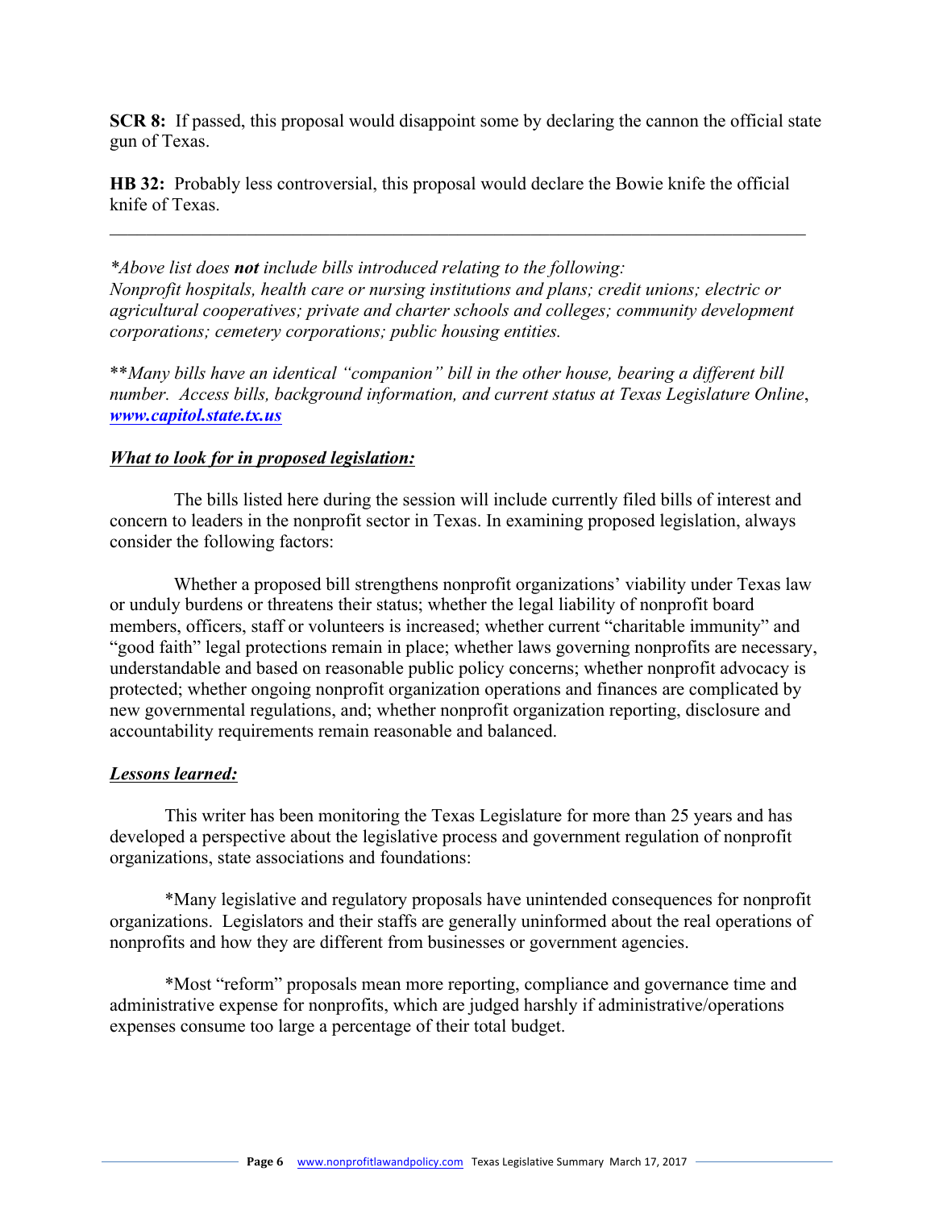**SCR 8:** If passed, this proposal would disappoint some by declaring the cannon the official state gun of Texas.

**HB 32:** Probably less controversial, this proposal would declare the Bowie knife the official knife of Texas.

---

*\*Above list does **not** include bills introduced relating to the following: Nonprofit hospitals, health care or nursing institutions and plans; credit unions; electric or agricultural cooperatives; private and charter schools and colleges; community development corporations; cemetery corporations; public housing entities.*

\*\**Many bills have an identical "companion" bill in the other house, bearing a different bill number. Access bills, background information, and current status at Texas Legislature Online*, ***[www.capitol.state.tx.us](http://www.capitol.state.tx.us)***

***<u>What to look for in proposed legislation:</u>***

The bills listed here during the session will include currently filed bills of interest and concern to leaders in the nonprofit sector in Texas. In examining proposed legislation, always consider the following factors:

Whether a proposed bill strengthens nonprofit organizations' viability under Texas law or unduly burdens or threatens their status; whether the legal liability of nonprofit board members, officers, staff or volunteers is increased; whether current "charitable immunity" and "good faith" legal protections remain in place; whether laws governing nonprofits are necessary, understandable and based on reasonable public policy concerns; whether nonprofit advocacy is protected; whether ongoing nonprofit organization operations and finances are complicated by new governmental regulations, and; whether nonprofit organization reporting, disclosure and accountability requirements remain reasonable and balanced.

***<u>Lessons learned:</u>***

This writer has been monitoring the Texas Legislature for more than 25 years and has developed a perspective about the legislative process and government regulation of nonprofit organizations, state associations and foundations:

*Many legislative and regulatory proposals have unintended consequences for nonprofit organizations. Legislators and their staffs are generally uninformed about the real operations of nonprofits and how they are different from businesses or government agencies.

*Most "reform" proposals mean more reporting, compliance and governance time and administrative expense for nonprofits, which are judged harshly if administrative/operations expenses consume too large a percentage of their total budget.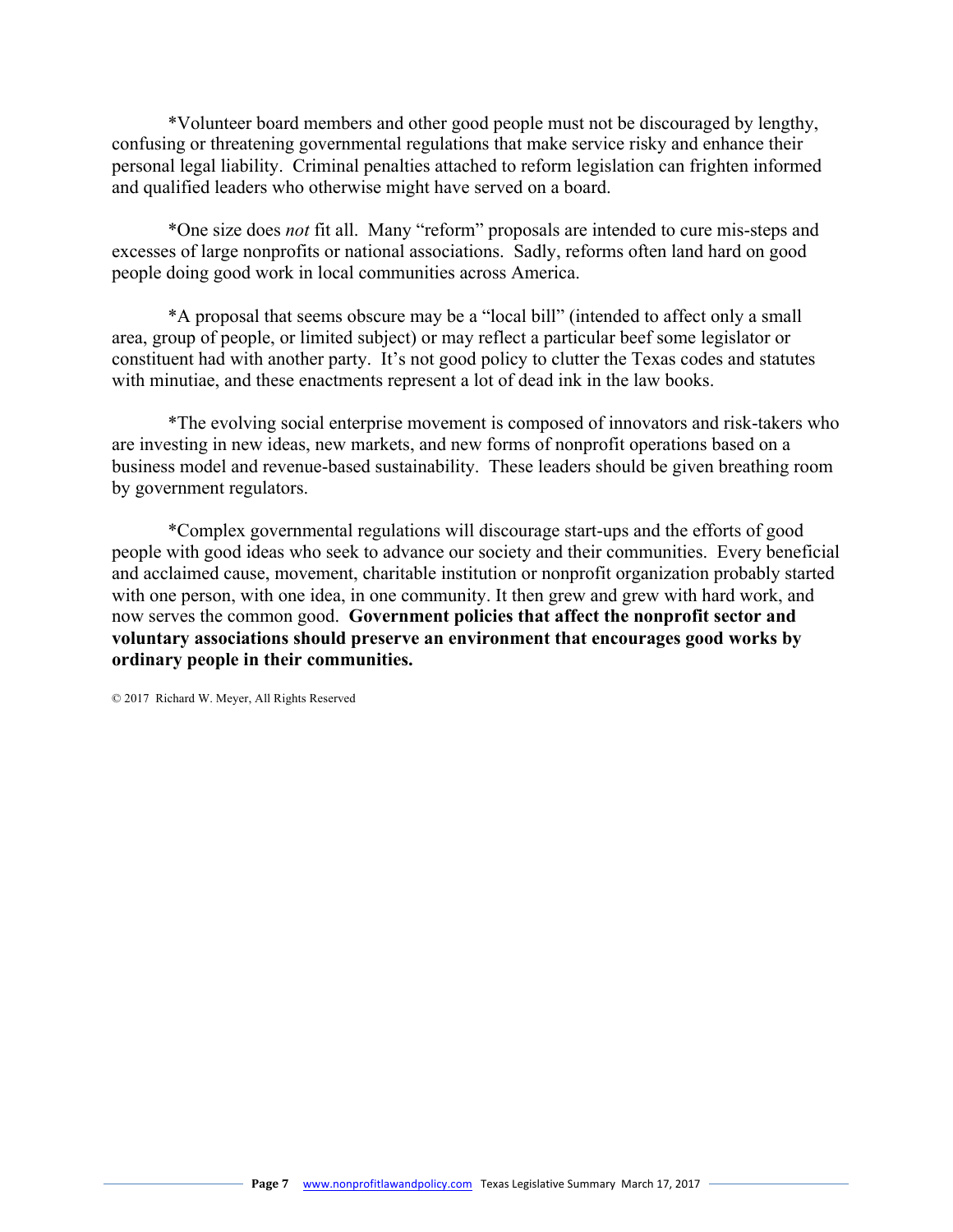*Volunteer board members and other good people must not be discouraged by lengthy, confusing or threatening governmental regulations that make service risky and enhance their personal legal liability. Criminal penalties attached to reform legislation can frighten informed and qualified leaders who otherwise might have served on a board.

*One size does *not* fit all. Many "reform" proposals are intended to cure mis-steps and excesses of large nonprofits or national associations. Sadly, reforms often land hard on good people doing good work in local communities across America.

*A proposal that seems obscure may be a "local bill" (intended to affect only a small area, group of people, or limited subject) or may reflect a particular beef some legislator or constituent had with another party. It's not good policy to clutter the Texas codes and statutes with minutiae, and these enactments represent a lot of dead ink in the law books.

*The evolving social enterprise movement is composed of innovators and risk-takers who are investing in new ideas, new markets, and new forms of nonprofit operations based on a business model and revenue-based sustainability. These leaders should be given breathing room by government regulators.

*Complex governmental regulations will discourage start-ups and the efforts of good people with good ideas who seek to advance our society and their communities. Every beneficial and acclaimed cause, movement, charitable institution or nonprofit organization probably started with one person, with one idea, in one community. It then grew and grew with hard work, and now serves the common good. **Government policies that affect the nonprofit sector and voluntary associations should preserve an environment that encourages good works by ordinary people in their communities.**

© 2017 Richard W. Meyer, All Rights Reserved